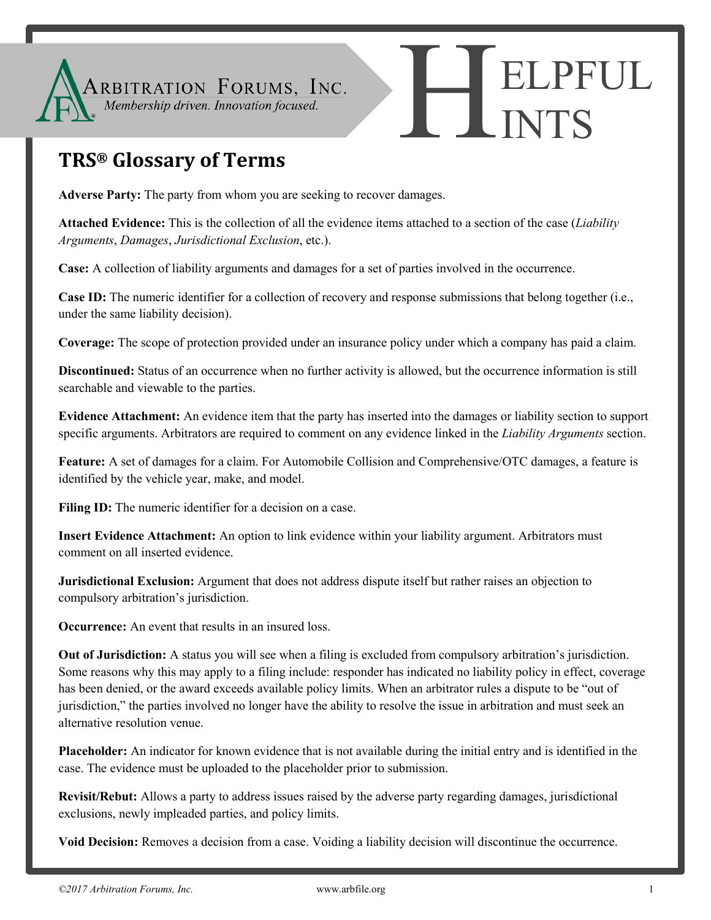Arbitration Forums, Inc.
*Membership driven. Innovation focused.*

# Helpful Hints

## TRS® Glossary of Terms

**Adverse Party:** The party from whom you are seeking to recover damages.

**Attached Evidence:** This is the collection of all the evidence items attached to a section of the case (*Liability Arguments*, *Damages*, *Jurisdictional Exclusion*, etc.).

**Case:** A collection of liability arguments and damages for a set of parties involved in the occurrence.

**Case ID:** The numeric identifier for a collection of recovery and response submissions that belong together (i.e., under the same liability decision).

**Coverage:** The scope of protection provided under an insurance policy under which a company has paid a claim.

**Discontinued:** Status of an occurrence when no further activity is allowed, but the occurrence information is still searchable and viewable to the parties.

**Evidence Attachment:** An evidence item that the party has inserted into the damages or liability section to support specific arguments. Arbitrators are required to comment on any evidence linked in the *Liability Arguments* section.

**Feature:** A set of damages for a claim. For Automobile Collision and Comprehensive/OTC damages, a feature is identified by the vehicle year, make, and model.

**Filing ID:** The numeric identifier for a decision on a case.

**Insert Evidence Attachment:** An option to link evidence within your liability argument. Arbitrators must comment on all inserted evidence.

**Jurisdictional Exclusion:** Argument that does not address dispute itself but rather raises an objection to compulsory arbitration's jurisdiction.

**Occurrence:** An event that results in an insured loss.

**Out of Jurisdiction:** A status you will see when a filing is excluded from compulsory arbitration's jurisdiction. Some reasons why this may apply to a filing include: responder has indicated no liability policy in effect, coverage has been denied, or the award exceeds available policy limits. When an arbitrator rules a dispute to be "out of jurisdiction," the parties involved no longer have the ability to resolve the issue in arbitration and must seek an alternative resolution venue.

**Placeholder:** An indicator for known evidence that is not available during the initial entry and is identified in the case. The evidence must be uploaded to the placeholder prior to submission.

**Revisit/Rebut:** Allows a party to address issues raised by the adverse party regarding damages, jurisdictional exclusions, newly impleaded parties, and policy limits.

**Void Decision:** Removes a decision from a case. Voiding a liability decision will discontinue the occurrence.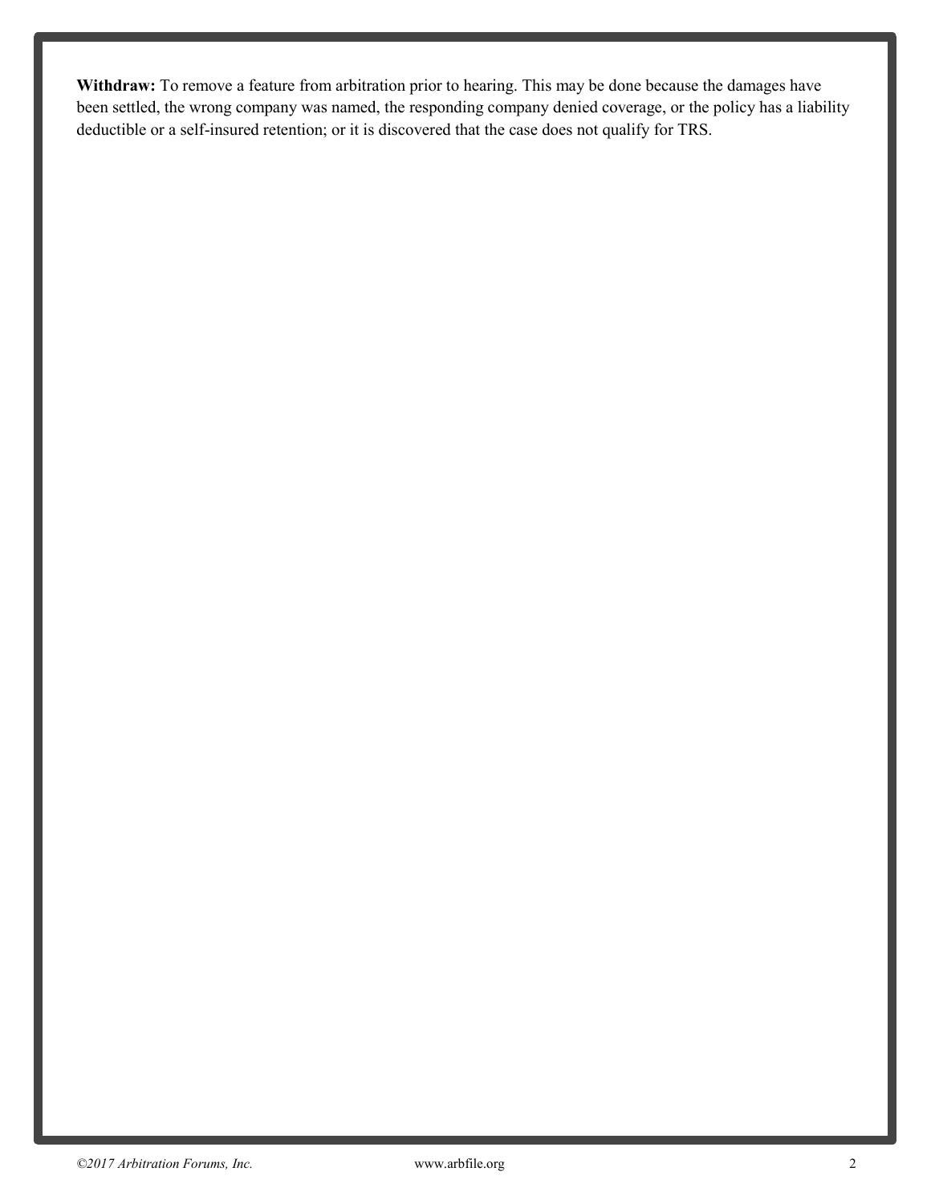**Withdraw:** To remove a feature from arbitration prior to hearing. This may be done because the damages have been settled, the wrong company was named, the responding company denied coverage, or the policy has a liability deductible or a self-insured retention; or it is discovered that the case does not qualify for TRS.